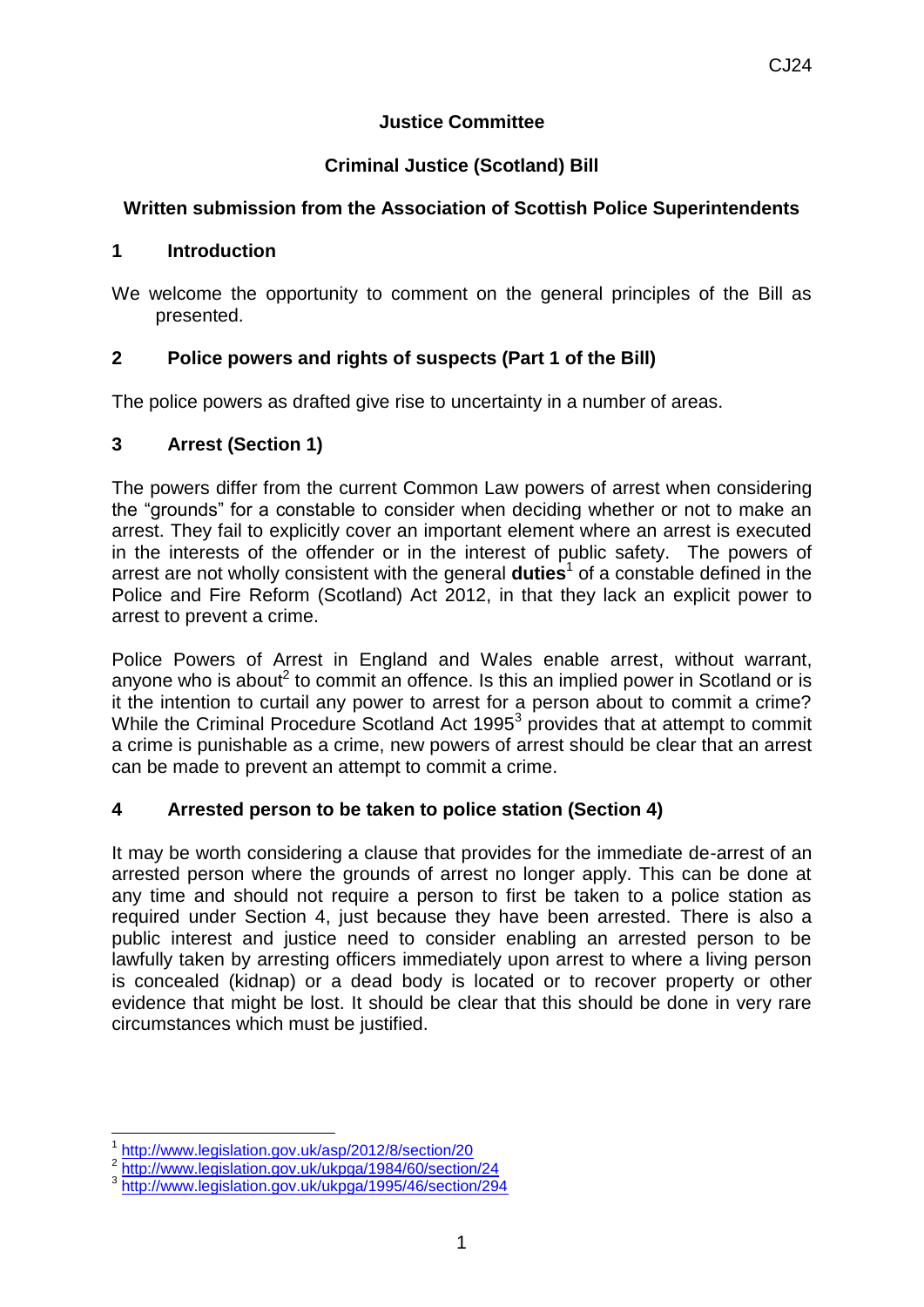CJ24

**Justice Committee**

**Criminal Justice (Scotland) Bill**

**Written submission from the Association of Scottish Police Superintendents**

## 1 Introduction

We welcome the opportunity to comment on the general principles of the Bill as presented.

## 2 Police powers and rights of suspects (Part 1 of the Bill)

The police powers as drafted give rise to uncertainty in a number of areas.

## 3 Arrest (Section 1)

The powers differ from the current Common Law powers of arrest when considering the "grounds" for a constable to consider when deciding whether or not to make an arrest. They fail to explicitly cover an important element where an arrest is executed in the interests of the offender or in the interest of public safety. The powers of arrest are not wholly consistent with the general **duties**[1] of a constable defined in the Police and Fire Reform (Scotland) Act 2012, in that they lack an explicit power to arrest to prevent a crime.

Police Powers of Arrest in England and Wales enable arrest, without warrant, anyone who is about[2] to commit an offence. Is this an implied power in Scotland or is it the intention to curtail any power to arrest for a person about to commit a crime? While the Criminal Procedure Scotland Act 1995[3] provides that at attempt to commit a crime is punishable as a crime, new powers of arrest should be clear that an arrest can be made to prevent an attempt to commit a crime.

## 4 Arrested person to be taken to police station (Section 4)

It may be worth considering a clause that provides for the immediate de-arrest of an arrested person where the grounds of arrest no longer apply. This can be done at any time and should not require a person to first be taken to a police station as required under Section 4, just because they have been arrested. There is also a public interest and justice need to consider enabling an arrested person to be lawfully taken by arresting officers immediately upon arrest to where a living person is concealed (kidnap) or a dead body is located or to recover property or other evidence that might be lost. It should be clear that this should be done in very rare circumstances which must be justified.

---

[1] http://www.legislation.gov.uk/asp/2012/8/section/20
[2] http://www.legislation.gov.uk/ukpga/1984/60/section/24
[3] http://www.legislation.gov.uk/ukpga/1995/46/section/294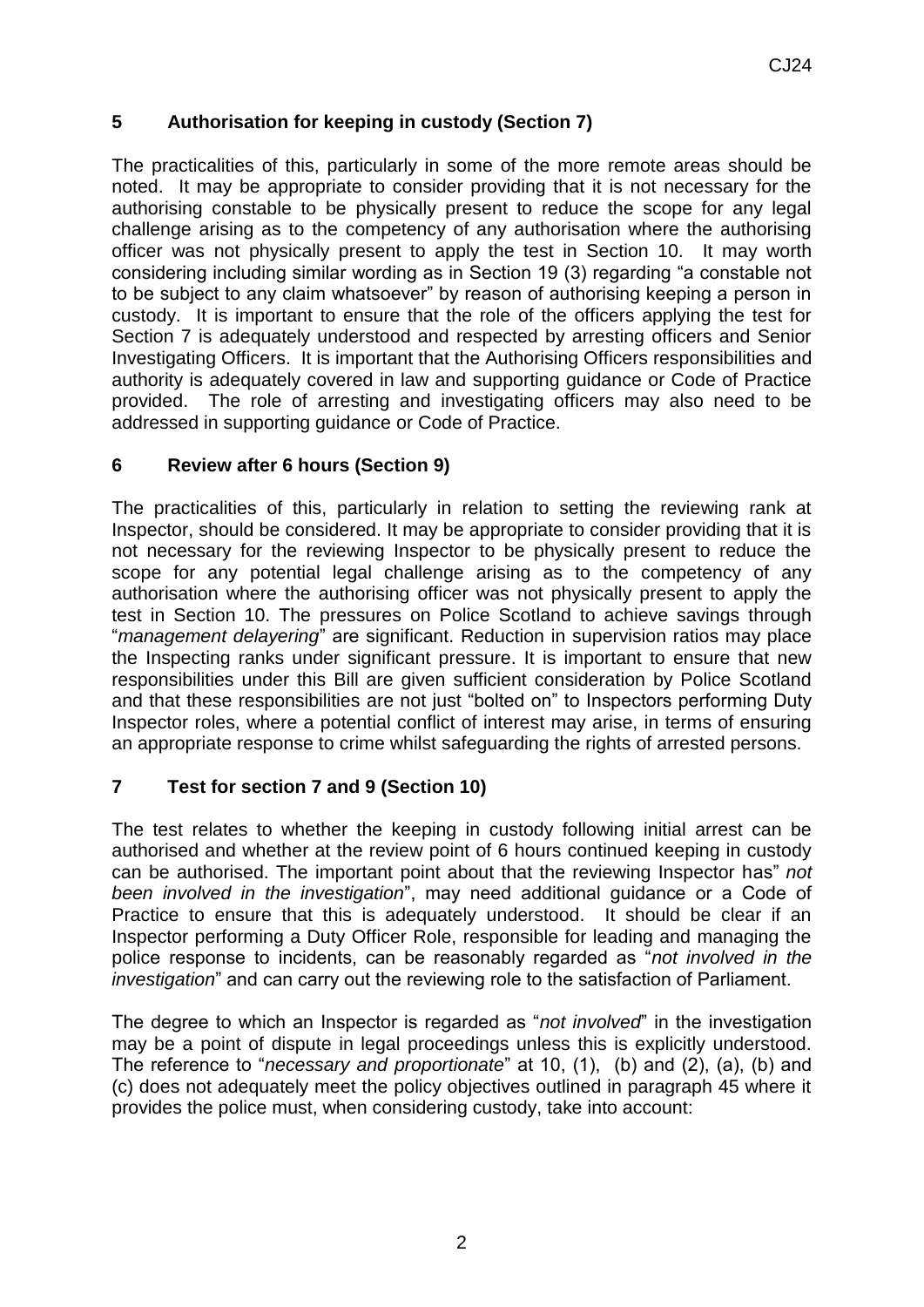## 5 Authorisation for keeping in custody (Section 7)

The practicalities of this, particularly in some of the more remote areas should be noted. It may be appropriate to consider providing that it is not necessary for the authorising constable to be physically present to reduce the scope for any legal challenge arising as to the competency of any authorisation where the authorising officer was not physically present to apply the test in Section 10. It may worth considering including similar wording as in Section 19 (3) regarding "a constable not to be subject to any claim whatsoever" by reason of authorising keeping a person in custody. It is important to ensure that the role of the officers applying the test for Section 7 is adequately understood and respected by arresting officers and Senior Investigating Officers. It is important that the Authorising Officers responsibilities and authority is adequately covered in law and supporting guidance or Code of Practice provided. The role of arresting and investigating officers may also need to be addressed in supporting guidance or Code of Practice.

## 6 Review after 6 hours (Section 9)

The practicalities of this, particularly in relation to setting the reviewing rank at Inspector, should be considered. It may be appropriate to consider providing that it is not necessary for the reviewing Inspector to be physically present to reduce the scope for any potential legal challenge arising as to the competency of any authorisation where the authorising officer was not physically present to apply the test in Section 10. The pressures on Police Scotland to achieve savings through "*management delayering*" are significant. Reduction in supervision ratios may place the Inspecting ranks under significant pressure. It is important to ensure that new responsibilities under this Bill are given sufficient consideration by Police Scotland and that these responsibilities are not just "bolted on" to Inspectors performing Duty Inspector roles, where a potential conflict of interest may arise, in terms of ensuring an appropriate response to crime whilst safeguarding the rights of arrested persons.

## 7 Test for section 7 and 9 (Section 10)

The test relates to whether the keeping in custody following initial arrest can be authorised and whether at the review point of 6 hours continued keeping in custody can be authorised. The important point about that the reviewing Inspector has" *not been involved in the investigation*", may need additional guidance or a Code of Practice to ensure that this is adequately understood. It should be clear if an Inspector performing a Duty Officer Role, responsible for leading and managing the police response to incidents, can be reasonably regarded as "*not involved in the investigation*" and can carry out the reviewing role to the satisfaction of Parliament.

The degree to which an Inspector is regarded as "*not involved*" in the investigation may be a point of dispute in legal proceedings unless this is explicitly understood. The reference to "*necessary and proportionate*" at 10, (1), (b) and (2), (a), (b) and (c) does not adequately meet the policy objectives outlined in paragraph 45 where it provides the police must, when considering custody, take into account: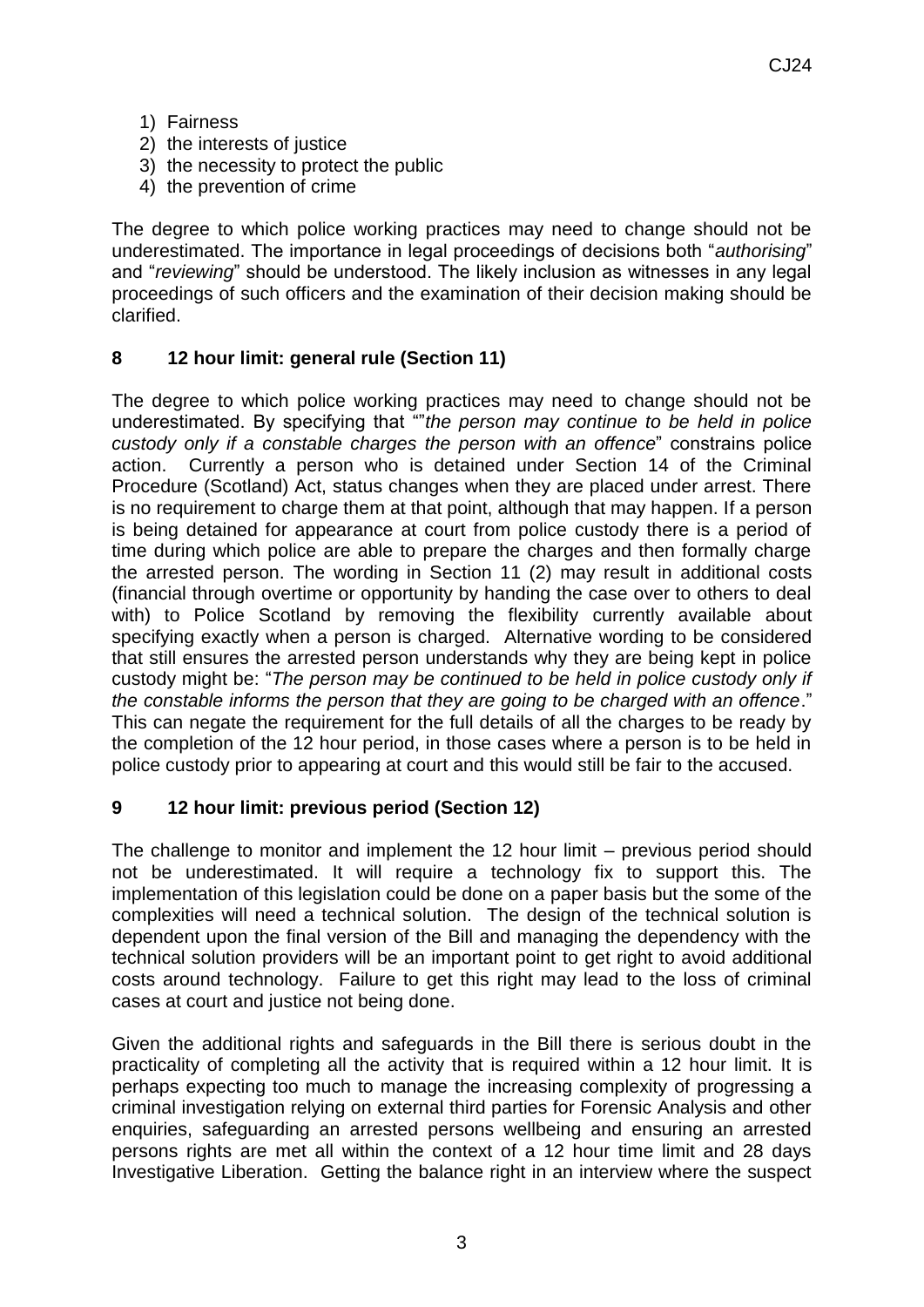1) Fairness
2) the interests of justice
3) the necessity to protect the public
4) the prevention of crime

The degree to which police working practices may need to change should not be underestimated. The importance in legal proceedings of decisions both "*authorising*" and "*reviewing*" should be understood. The likely inclusion as witnesses in any legal proceedings of such officers and the examination of their decision making should be clarified.

## 8 12 hour limit: general rule (Section 11)

The degree to which police working practices may need to change should not be underestimated. By specifying that ""*the person may continue to be held in police custody only if a constable charges the person with an offence*" constrains police action. Currently a person who is detained under Section 14 of the Criminal Procedure (Scotland) Act, status changes when they are placed under arrest. There is no requirement to charge them at that point, although that may happen. If a person is being detained for appearance at court from police custody there is a period of time during which police are able to prepare the charges and then formally charge the arrested person. The wording in Section 11 (2) may result in additional costs (financial through overtime or opportunity by handing the case over to others to deal with) to Police Scotland by removing the flexibility currently available about specifying exactly when a person is charged. Alternative wording to be considered that still ensures the arrested person understands why they are being kept in police custody might be: "*The person may be continued to be held in police custody only if the constable informs the person that they are going to be charged with an offence*." This can negate the requirement for the full details of all the charges to be ready by the completion of the 12 hour period, in those cases where a person is to be held in police custody prior to appearing at court and this would still be fair to the accused.

## 9 12 hour limit: previous period (Section 12)

The challenge to monitor and implement the 12 hour limit – previous period should not be underestimated. It will require a technology fix to support this. The implementation of this legislation could be done on a paper basis but the some of the complexities will need a technical solution. The design of the technical solution is dependent upon the final version of the Bill and managing the dependency with the technical solution providers will be an important point to get right to avoid additional costs around technology. Failure to get this right may lead to the loss of criminal cases at court and justice not being done.

Given the additional rights and safeguards in the Bill there is serious doubt in the practicality of completing all the activity that is required within a 12 hour limit. It is perhaps expecting too much to manage the increasing complexity of progressing a criminal investigation relying on external third parties for Forensic Analysis and other enquiries, safeguarding an arrested persons wellbeing and ensuring an arrested persons rights are met all within the context of a 12 hour time limit and 28 days Investigative Liberation. Getting the balance right in an interview where the suspect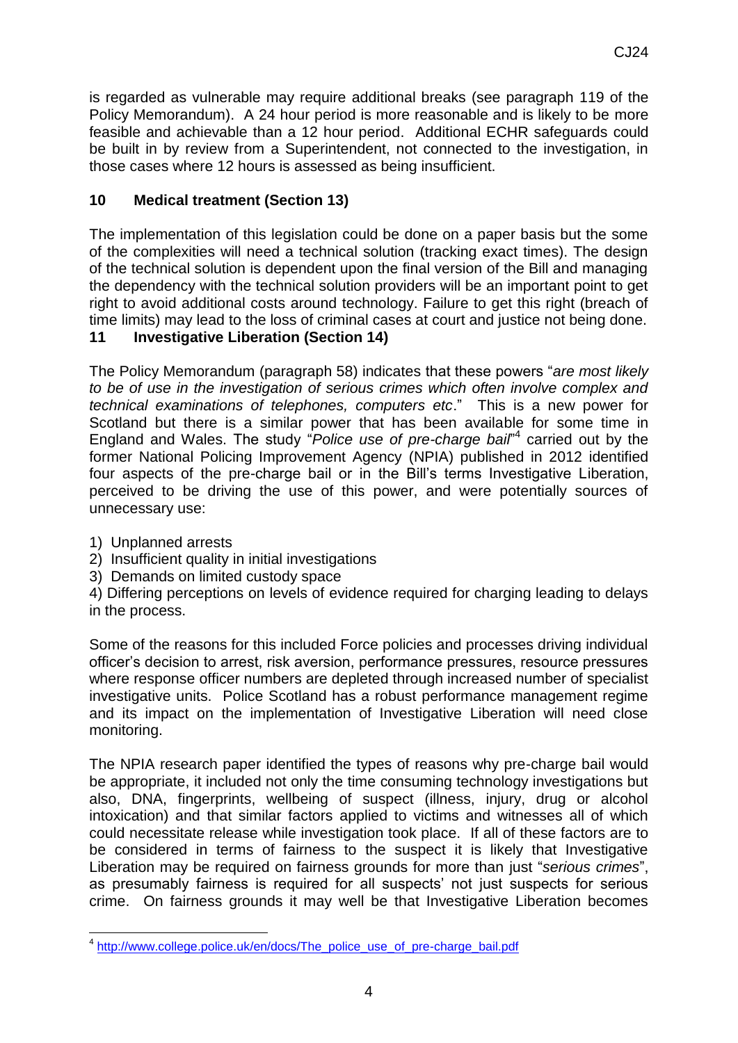is regarded as vulnerable may require additional breaks (see paragraph 119 of the Policy Memorandum). A 24 hour period is more reasonable and is likely to be more feasible and achievable than a 12 hour period. Additional ECHR safeguards could be built in by review from a Superintendent, not connected to the investigation, in those cases where 12 hours is assessed as being insufficient.

## 10 Medical treatment (Section 13)

The implementation of this legislation could be done on a paper basis but the some of the complexities will need a technical solution (tracking exact times). The design of the technical solution is dependent upon the final version of the Bill and managing the dependency with the technical solution providers will be an important point to get right to avoid additional costs around technology. Failure to get this right (breach of time limits) may lead to the loss of criminal cases at court and justice not being done.

## 11 Investigative Liberation (Section 14)

The Policy Memorandum (paragraph 58) indicates that these powers "*are most likely to be of use in the investigation of serious crimes which often involve complex and technical examinations of telephones, computers etc*." This is a new power for Scotland but there is a similar power that has been available for some time in England and Wales. The study "*Police use of pre-charge bail*"[4] carried out by the former National Policing Improvement Agency (NPIA) published in 2012 identified four aspects of the pre-charge bail or in the Bill's terms Investigative Liberation, perceived to be driving the use of this power, and were potentially sources of unnecessary use:

1) Unplanned arrests
2) Insufficient quality in initial investigations
3) Demands on limited custody space
4) Differing perceptions on levels of evidence required for charging leading to delays in the process.

Some of the reasons for this included Force policies and processes driving individual officer's decision to arrest, risk aversion, performance pressures, resource pressures where response officer numbers are depleted through increased number of specialist investigative units. Police Scotland has a robust performance management regime and its impact on the implementation of Investigative Liberation will need close monitoring.

The NPIA research paper identified the types of reasons why pre-charge bail would be appropriate, it included not only the time consuming technology investigations but also, DNA, fingerprints, wellbeing of suspect (illness, injury, drug or alcohol intoxication) and that similar factors applied to victims and witnesses all of which could necessitate release while investigation took place. If all of these factors are to be considered in terms of fairness to the suspect it is likely that Investigative Liberation may be required on fairness grounds for more than just "*serious crimes*", as presumably fairness is required for all suspects' not just suspects for serious crime. On fairness grounds it may well be that Investigative Liberation becomes

---

[4] http://www.college.police.uk/en/docs/The_police_use_of_pre-charge_bail.pdf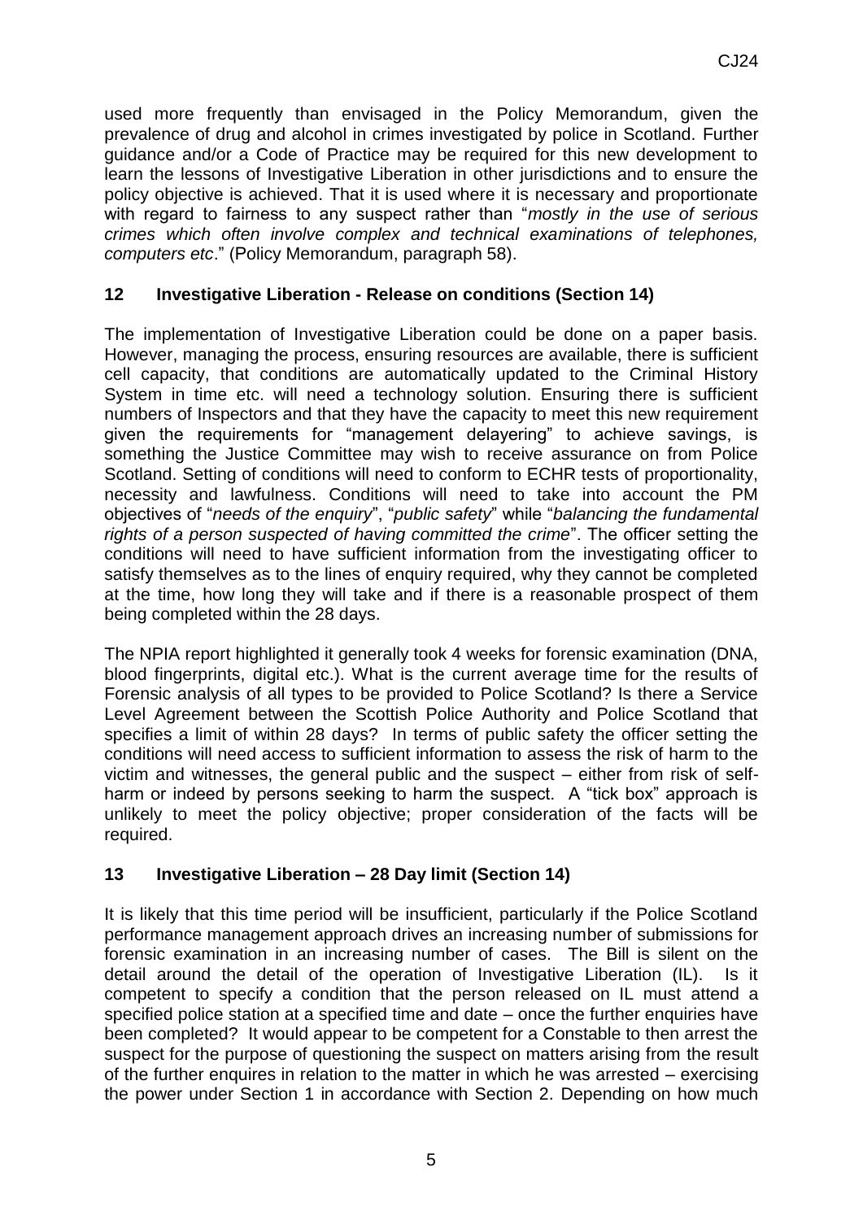used more frequently than envisaged in the Policy Memorandum, given the prevalence of drug and alcohol in crimes investigated by police in Scotland. Further guidance and/or a Code of Practice may be required for this new development to learn the lessons of Investigative Liberation in other jurisdictions and to ensure the policy objective is achieved. That it is used where it is necessary and proportionate with regard to fairness to any suspect rather than "*mostly in the use of serious crimes which often involve complex and technical examinations of telephones, computers etc*." (Policy Memorandum, paragraph 58).

## 12 Investigative Liberation - Release on conditions (Section 14)

The implementation of Investigative Liberation could be done on a paper basis. However, managing the process, ensuring resources are available, there is sufficient cell capacity, that conditions are automatically updated to the Criminal History System in time etc. will need a technology solution. Ensuring there is sufficient numbers of Inspectors and that they have the capacity to meet this new requirement given the requirements for "management delayering" to achieve savings, is something the Justice Committee may wish to receive assurance on from Police Scotland. Setting of conditions will need to conform to ECHR tests of proportionality, necessity and lawfulness. Conditions will need to take into account the PM objectives of "*needs of the enquiry*", "*public safety*" while "*balancing the fundamental rights of a person suspected of having committed the crime*". The officer setting the conditions will need to have sufficient information from the investigating officer to satisfy themselves as to the lines of enquiry required, why they cannot be completed at the time, how long they will take and if there is a reasonable prospect of them being completed within the 28 days.

The NPIA report highlighted it generally took 4 weeks for forensic examination (DNA, blood fingerprints, digital etc.). What is the current average time for the results of Forensic analysis of all types to be provided to Police Scotland? Is there a Service Level Agreement between the Scottish Police Authority and Police Scotland that specifies a limit of within 28 days? In terms of public safety the officer setting the conditions will need access to sufficient information to assess the risk of harm to the victim and witnesses, the general public and the suspect – either from risk of self-harm or indeed by persons seeking to harm the suspect. A "tick box" approach is unlikely to meet the policy objective; proper consideration of the facts will be required.

## 13 Investigative Liberation – 28 Day limit (Section 14)

It is likely that this time period will be insufficient, particularly if the Police Scotland performance management approach drives an increasing number of submissions for forensic examination in an increasing number of cases. The Bill is silent on the detail around the detail of the operation of Investigative Liberation (IL). Is it competent to specify a condition that the person released on IL must attend a specified police station at a specified time and date – once the further enquiries have been completed? It would appear to be competent for a Constable to then arrest the suspect for the purpose of questioning the suspect on matters arising from the result of the further enquires in relation to the matter in which he was arrested – exercising the power under Section 1 in accordance with Section 2. Depending on how much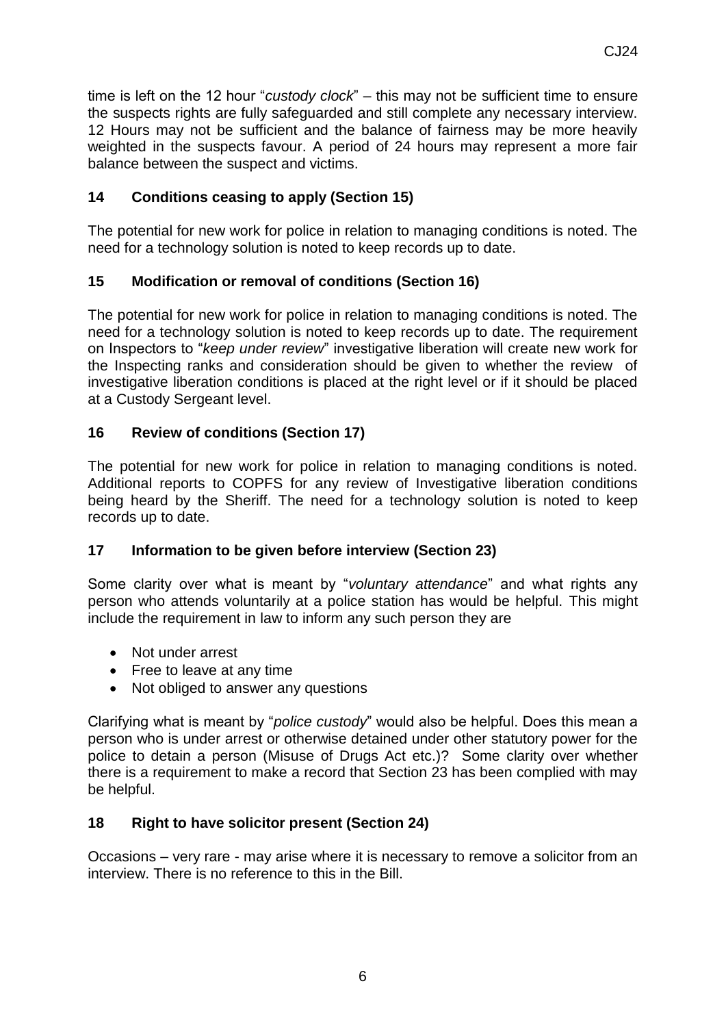time is left on the 12 hour "*custody clock*" – this may not be sufficient time to ensure the suspects rights are fully safeguarded and still complete any necessary interview. 12 Hours may not be sufficient and the balance of fairness may be more heavily weighted in the suspects favour. A period of 24 hours may represent a more fair balance between the suspect and victims.

## 14 Conditions ceasing to apply (Section 15)

The potential for new work for police in relation to managing conditions is noted. The need for a technology solution is noted to keep records up to date.

## 15 Modification or removal of conditions (Section 16)

The potential for new work for police in relation to managing conditions is noted. The need for a technology solution is noted to keep records up to date. The requirement on Inspectors to "*keep under review*" investigative liberation will create new work for the Inspecting ranks and consideration should be given to whether the review of investigative liberation conditions is placed at the right level or if it should be placed at a Custody Sergeant level.

## 16 Review of conditions (Section 17)

The potential for new work for police in relation to managing conditions is noted. Additional reports to COPFS for any review of Investigative liberation conditions being heard by the Sheriff. The need for a technology solution is noted to keep records up to date.

## 17 Information to be given before interview (Section 23)

Some clarity over what is meant by "*voluntary attendance*" and what rights any person who attends voluntarily at a police station has would be helpful. This might include the requirement in law to inform any such person they are

- Not under arrest
- Free to leave at any time
- Not obliged to answer any questions

Clarifying what is meant by "*police custody*" would also be helpful. Does this mean a person who is under arrest or otherwise detained under other statutory power for the police to detain a person (Misuse of Drugs Act etc.)? Some clarity over whether there is a requirement to make a record that Section 23 has been complied with may be helpful.

## 18 Right to have solicitor present (Section 24)

Occasions – very rare - may arise where it is necessary to remove a solicitor from an interview. There is no reference to this in the Bill.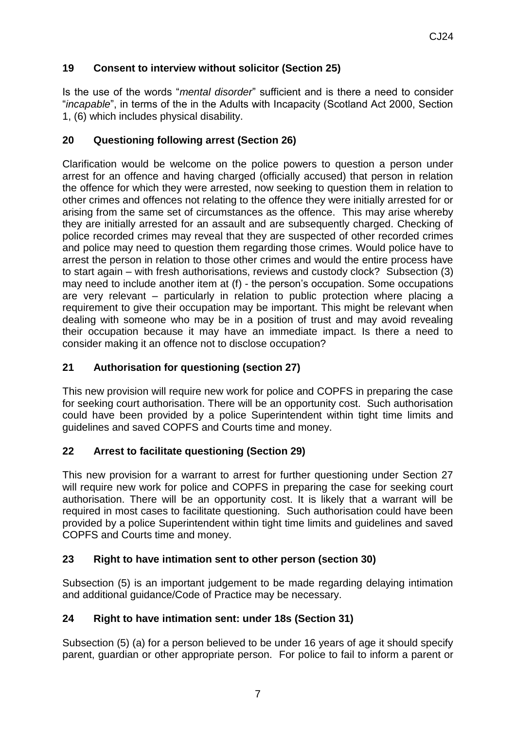## 19 Consent to interview without solicitor (Section 25)

Is the use of the words "*mental disorder*" sufficient and is there a need to consider "*incapable*", in terms of the in the Adults with Incapacity (Scotland Act 2000, Section 1, (6) which includes physical disability.

## 20 Questioning following arrest (Section 26)

Clarification would be welcome on the police powers to question a person under arrest for an offence and having charged (officially accused) that person in relation the offence for which they were arrested, now seeking to question them in relation to other crimes and offences not relating to the offence they were initially arrested for or arising from the same set of circumstances as the offence. This may arise whereby they are initially arrested for an assault and are subsequently charged. Checking of police recorded crimes may reveal that they are suspected of other recorded crimes and police may need to question them regarding those crimes. Would police have to arrest the person in relation to those other crimes and would the entire process have to start again – with fresh authorisations, reviews and custody clock? Subsection (3) may need to include another item at (f) - the person's occupation. Some occupations are very relevant – particularly in relation to public protection where placing a requirement to give their occupation may be important. This might be relevant when dealing with someone who may be in a position of trust and may avoid revealing their occupation because it may have an immediate impact. Is there a need to consider making it an offence not to disclose occupation?

## 21 Authorisation for questioning (section 27)

This new provision will require new work for police and COPFS in preparing the case for seeking court authorisation. There will be an opportunity cost. Such authorisation could have been provided by a police Superintendent within tight time limits and guidelines and saved COPFS and Courts time and money.

## 22 Arrest to facilitate questioning (Section 29)

This new provision for a warrant to arrest for further questioning under Section 27 will require new work for police and COPFS in preparing the case for seeking court authorisation. There will be an opportunity cost. It is likely that a warrant will be required in most cases to facilitate questioning. Such authorisation could have been provided by a police Superintendent within tight time limits and guidelines and saved COPFS and Courts time and money.

## 23 Right to have intimation sent to other person (section 30)

Subsection (5) is an important judgement to be made regarding delaying intimation and additional guidance/Code of Practice may be necessary.

## 24 Right to have intimation sent: under 18s (Section 31)

Subsection (5) (a) for a person believed to be under 16 years of age it should specify parent, guardian or other appropriate person. For police to fail to inform a parent or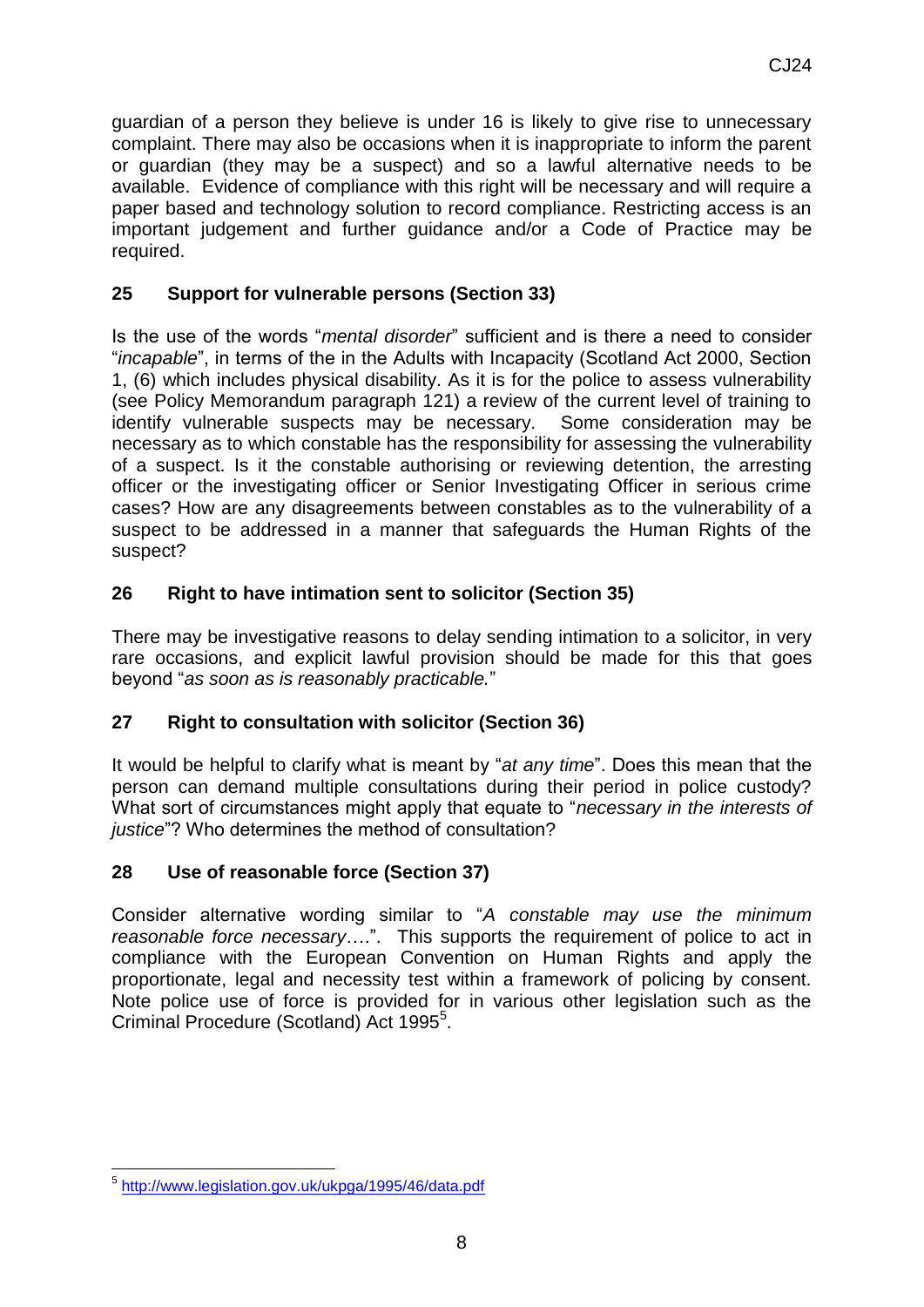guardian of a person they believe is under 16 is likely to give rise to unnecessary complaint. There may also be occasions when it is inappropriate to inform the parent or guardian (they may be a suspect) and so a lawful alternative needs to be available. Evidence of compliance with this right will be necessary and will require a paper based and technology solution to record compliance. Restricting access is an important judgement and further guidance and/or a Code of Practice may be required.

## 25 Support for vulnerable persons (Section 33)

Is the use of the words "*mental disorder*" sufficient and is there a need to consider "*incapable*", in terms of the in the Adults with Incapacity (Scotland Act 2000, Section 1, (6) which includes physical disability. As it is for the police to assess vulnerability (see Policy Memorandum paragraph 121) a review of the current level of training to identify vulnerable suspects may be necessary. Some consideration may be necessary as to which constable has the responsibility for assessing the vulnerability of a suspect. Is it the constable authorising or reviewing detention, the arresting officer or the investigating officer or Senior Investigating Officer in serious crime cases? How are any disagreements between constables as to the vulnerability of a suspect to be addressed in a manner that safeguards the Human Rights of the suspect?

## 26 Right to have intimation sent to solicitor (Section 35)

There may be investigative reasons to delay sending intimation to a solicitor, in very rare occasions, and explicit lawful provision should be made for this that goes beyond "*as soon as is reasonably practicable.*"

## 27 Right to consultation with solicitor (Section 36)

It would be helpful to clarify what is meant by "*at any time*". Does this mean that the person can demand multiple consultations during their period in police custody? What sort of circumstances might apply that equate to "*necessary in the interests of justice*"? Who determines the method of consultation?

## 28 Use of reasonable force (Section 37)

Consider alternative wording similar to "*A constable may use the minimum reasonable force necessary*….". This supports the requirement of police to act in compliance with the European Convention on Human Rights and apply the proportionate, legal and necessity test within a framework of policing by consent. Note police use of force is provided for in various other legislation such as the Criminal Procedure (Scotland) Act 1995[5].

---

[5] http://www.legislation.gov.uk/ukpga/1995/46/data.pdf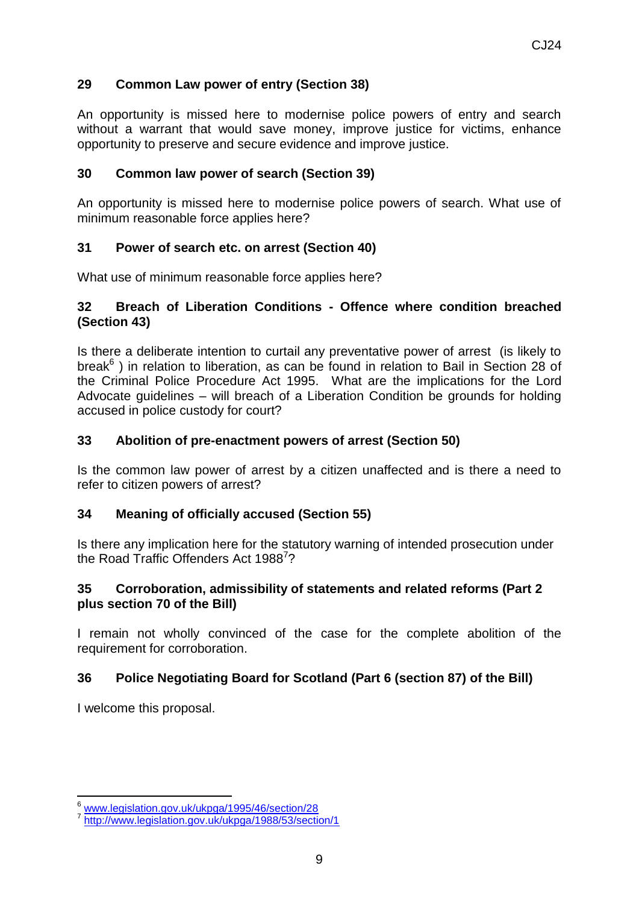### 29 Common Law power of entry (Section 38)

An opportunity is missed here to modernise police powers of entry and search without a warrant that would save money, improve justice for victims, enhance opportunity to preserve and secure evidence and improve justice.

### 30 Common law power of search (Section 39)

An opportunity is missed here to modernise police powers of search. What use of minimum reasonable force applies here?

### 31 Power of search etc. on arrest (Section 40)

What use of minimum reasonable force applies here?

### 32 Breach of Liberation Conditions - Offence where condition breached (Section 43)

Is there a deliberate intention to curtail any preventative power of arrest (is likely to break[6] ) in relation to liberation, as can be found in relation to Bail in Section 28 of the Criminal Police Procedure Act 1995. What are the implications for the Lord Advocate guidelines – will breach of a Liberation Condition be grounds for holding accused in police custody for court?

### 33 Abolition of pre-enactment powers of arrest (Section 50)

Is the common law power of arrest by a citizen unaffected and is there a need to refer to citizen powers of arrest?

### 34 Meaning of officially accused (Section 55)

Is there any implication here for the statutory warning of intended prosecution under the Road Traffic Offenders Act 1988[7]?

### 35 Corroboration, admissibility of statements and related reforms (Part 2 plus section 70 of the Bill)

I remain not wholly convinced of the case for the complete abolition of the requirement for corroboration.

### 36 Police Negotiating Board for Scotland (Part 6 (section 87) of the Bill)

I welcome this proposal.

---

[6] www.legislation.gov.uk/ukpga/1995/46/section/28

[7] http://www.legislation.gov.uk/ukpga/1988/53/section/1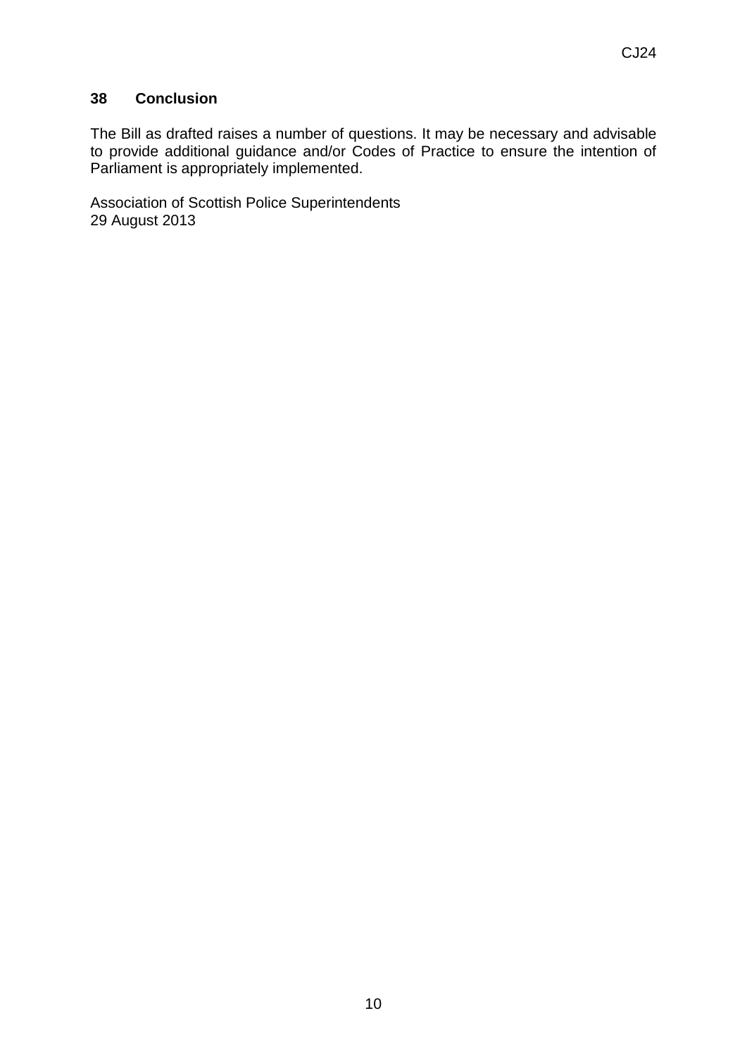### 38 Conclusion

The Bill as drafted raises a number of questions. It may be necessary and advisable to provide additional guidance and/or Codes of Practice to ensure the intention of Parliament is appropriately implemented.

Association of Scottish Police Superintendents
29 August 2013